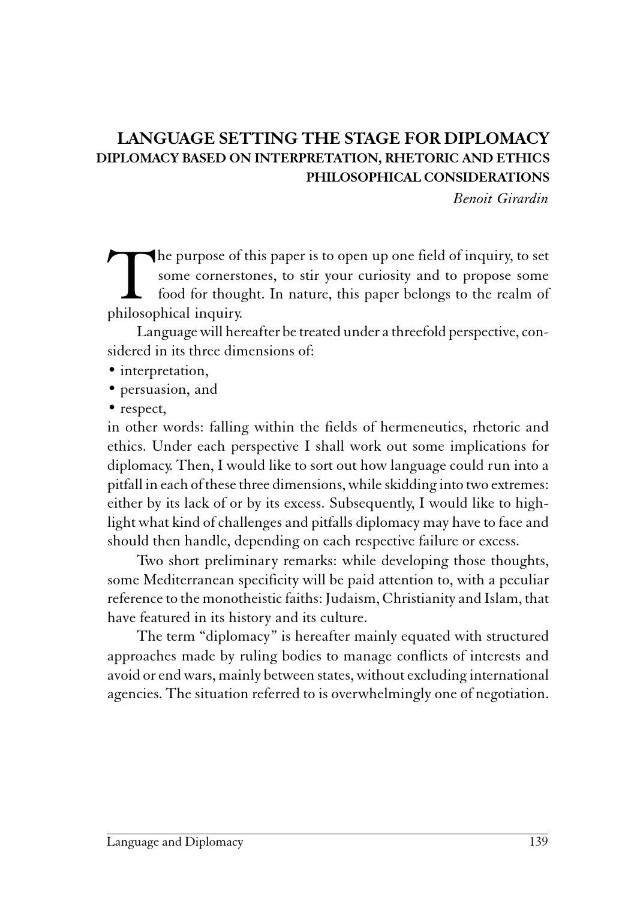# LANGUAGE SETTING THE STAGE FOR DIPLOMACY

## DIPLOMACY BASED ON INTERPRETATION, RHETORIC AND ETHICS

### PHILOSOPHICAL CONSIDERATIONS

*Benoit Girardin*

The purpose of this paper is to open up one field of inquiry, to set some cornerstones, to stir your curiosity and to propose some food for thought. In nature, this paper belongs to the realm of philosophical inquiry.

Language will hereafter be treated under a threefold perspective, considered in its three dimensions of:

- interpretation,
- persuasion, and
- respect,

in other words: falling within the fields of hermeneutics, rhetoric and ethics. Under each perspective I shall work out some implications for diplomacy. Then, I would like to sort out how language could run into a pitfall in each of these three dimensions, while skidding into two extremes: either by its lack of or by its excess. Subsequently, I would like to highlight what kind of challenges and pitfalls diplomacy may have to face and should then handle, depending on each respective failure or excess.

Two short preliminary remarks: while developing those thoughts, some Mediterranean specificity will be paid attention to, with a peculiar reference to the monotheistic faiths: Judaism, Christianity and Islam, that have featured in its history and its culture.

The term "diplomacy" is hereafter mainly equated with structured approaches made by ruling bodies to manage conflicts of interests and avoid or end wars, mainly between states, without excluding international agencies. The situation referred to is overwhelmingly one of negotiation.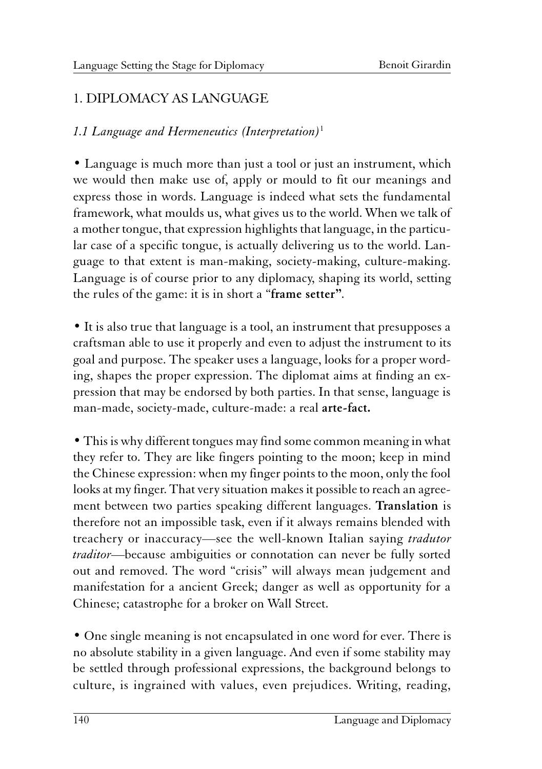## 1. DIPLOMACY AS LANGUAGE

### *1.1 Language and Hermeneutics (Interpretation)*[1]

• Language is much more than just a tool or just an instrument, which we would then make use of, apply or mould to fit our meanings and express those in words. Language is indeed what sets the fundamental framework, what moulds us, what gives us to the world. When we talk of a mother tongue, that expression highlights that language, in the particular case of a specific tongue, is actually delivering us to the world. Language to that extent is man-making, society-making, culture-making. Language is of course prior to any diplomacy, shaping its world, setting the rules of the game: it is in short a "**frame setter**".

• It is also true that language is a tool, an instrument that presupposes a craftsman able to use it properly and even to adjust the instrument to its goal and purpose. The speaker uses a language, looks for a proper wording, shapes the proper expression. The diplomat aims at finding an expression that may be endorsed by both parties. In that sense, language is man-made, society-made, culture-made: a real **arte-fact.**

• This is why different tongues may find some common meaning in what they refer to. They are like fingers pointing to the moon; keep in mind the Chinese expression: when my finger points to the moon, only the fool looks at my finger. That very situation makes it possible to reach an agreement between two parties speaking different languages. **Translation** is therefore not an impossible task, even if it always remains blended with treachery or inaccuracy—see the well-known Italian saying *tradutor traditor*—because ambiguities or connotation can never be fully sorted out and removed. The word "crisis" will always mean judgement and manifestation for a ancient Greek; danger as well as opportunity for a Chinese; catastrophe for a broker on Wall Street.

• One single meaning is not encapsulated in one word for ever. There is no absolute stability in a given language. And even if some stability may be settled through professional expressions, the background belongs to culture, is ingrained with values, even prejudices. Writing, reading,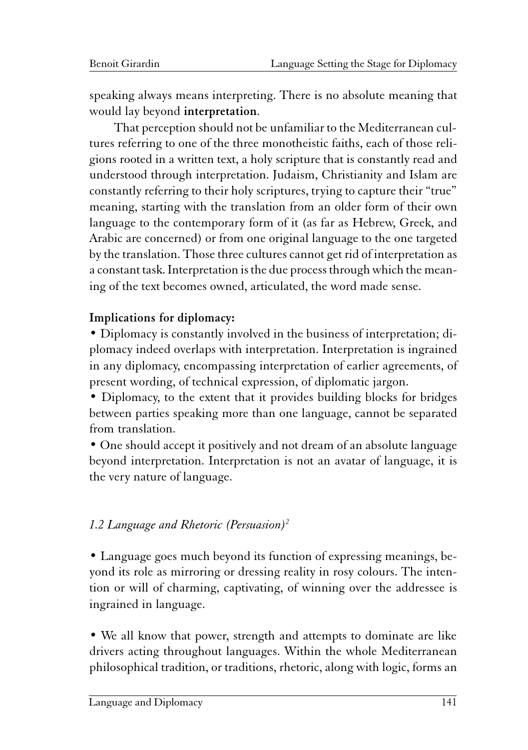speaking always means interpreting. There is no absolute meaning that would lay beyond **interpretation**.

That perception should not be unfamiliar to the Mediterranean cultures referring to one of the three monotheistic faiths, each of those religions rooted in a written text, a holy scripture that is constantly read and understood through interpretation. Judaism, Christianity and Islam are constantly referring to their holy scriptures, trying to capture their "true" meaning, starting with the translation from an older form of their own language to the contemporary form of it (as far as Hebrew, Greek, and Arabic are concerned) or from one original language to the one targeted by the translation. Those three cultures cannot get rid of interpretation as a constant task. Interpretation is the due process through which the meaning of the text becomes owned, articulated, the word made sense.

**Implications for diplomacy:**

- Diplomacy is constantly involved in the business of interpretation; diplomacy indeed overlaps with interpretation. Interpretation is ingrained in any diplomacy, encompassing interpretation of earlier agreements, of present wording, of technical expression, of diplomatic jargon.
- Diplomacy, to the extent that it provides building blocks for bridges between parties speaking more than one language, cannot be separated from translation.
- One should accept it positively and not dream of an absolute language beyond interpretation. Interpretation is not an avatar of language, it is the very nature of language.

### *1.2 Language and Rhetoric (Persuasion)*[2]

- Language goes much beyond its function of expressing meanings, beyond its role as mirroring or dressing reality in rosy colours. The intention or will of charming, captivating, of winning over the addressee is ingrained in language.

- We all know that power, strength and attempts to dominate are like drivers acting throughout languages. Within the whole Mediterranean philosophical tradition, or traditions, rhetoric, along with logic, forms an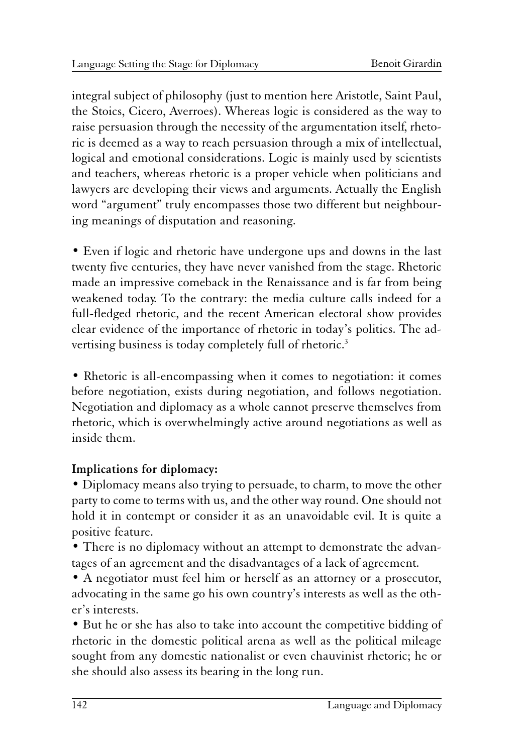integral subject of philosophy (just to mention here Aristotle, Saint Paul, the Stoics, Cicero, Averroes). Whereas logic is considered as the way to raise persuasion through the necessity of the argumentation itself, rhetoric is deemed as a way to reach persuasion through a mix of intellectual, logical and emotional considerations. Logic is mainly used by scientists and teachers, whereas rhetoric is a proper vehicle when politicians and lawyers are developing their views and arguments. Actually the English word "argument" truly encompasses those two different but neighbouring meanings of disputation and reasoning.

• Even if logic and rhetoric have undergone ups and downs in the last twenty five centuries, they have never vanished from the stage. Rhetoric made an impressive comeback in the Renaissance and is far from being weakened today. To the contrary: the media culture calls indeed for a full-fledged rhetoric, and the recent American electoral show provides clear evidence of the importance of rhetoric in today's politics. The advertising business is today completely full of rhetoric.[3]

• Rhetoric is all-encompassing when it comes to negotiation: it comes before negotiation, exists during negotiation, and follows negotiation. Negotiation and diplomacy as a whole cannot preserve themselves from rhetoric, which is overwhelmingly active around negotiations as well as inside them.

**Implications for diplomacy:**

• Diplomacy means also trying to persuade, to charm, to move the other party to come to terms with us, and the other way round. One should not hold it in contempt or consider it as an unavoidable evil. It is quite a positive feature.

• There is no diplomacy without an attempt to demonstrate the advantages of an agreement and the disadvantages of a lack of agreement.

• A negotiator must feel him or herself as an attorney or a prosecutor, advocating in the same go his own country's interests as well as the other's interests.

• But he or she has also to take into account the competitive bidding of rhetoric in the domestic political arena as well as the political mileage sought from any domestic nationalist or even chauvinist rhetoric; he or she should also assess its bearing in the long run.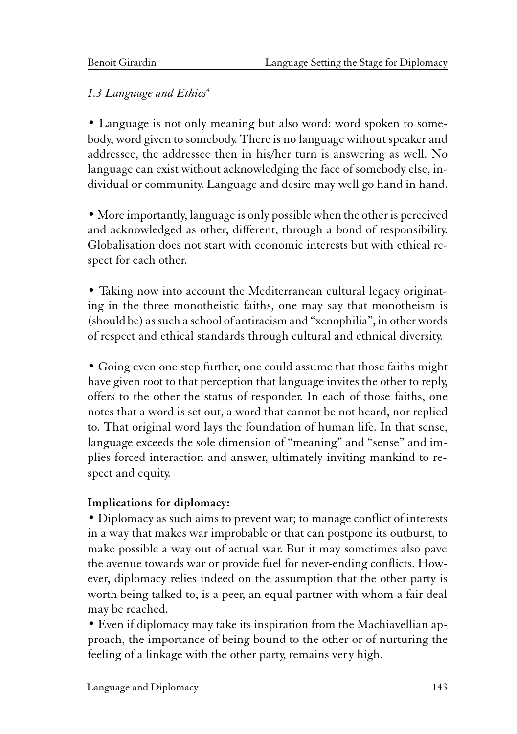### *1.3 Language and Ethics*[4]

• Language is not only meaning but also word: word spoken to somebody, word given to somebody. There is no language without speaker and addressee, the addressee then in his/her turn is answering as well. No language can exist without acknowledging the face of somebody else, individual or community. Language and desire may well go hand in hand.

• More importantly, language is only possible when the other is perceived and acknowledged as other, different, through a bond of responsibility. Globalisation does not start with economic interests but with ethical respect for each other.

• Taking now into account the Mediterranean cultural legacy originating in the three monotheistic faiths, one may say that monotheism is (should be) as such a school of antiracism and "xenophilia", in other words of respect and ethical standards through cultural and ethnical diversity.

• Going even one step further, one could assume that those faiths might have given root to that perception that language invites the other to reply, offers to the other the status of responder. In each of those faiths, one notes that a word is set out, a word that cannot be not heard, nor replied to. That original word lays the foundation of human life. In that sense, language exceeds the sole dimension of "meaning" and "sense" and implies forced interaction and answer, ultimately inviting mankind to respect and equity.

**Implications for diplomacy:**

• Diplomacy as such aims to prevent war; to manage conflict of interests in a way that makes war improbable or that can postpone its outburst, to make possible a way out of actual war. But it may sometimes also pave the avenue towards war or provide fuel for never-ending conflicts. However, diplomacy relies indeed on the assumption that the other party is worth being talked to, is a peer, an equal partner with whom a fair deal may be reached.

• Even if diplomacy may take its inspiration from the Machiavellian approach, the importance of being bound to the other or of nurturing the feeling of a linkage with the other party, remains very high.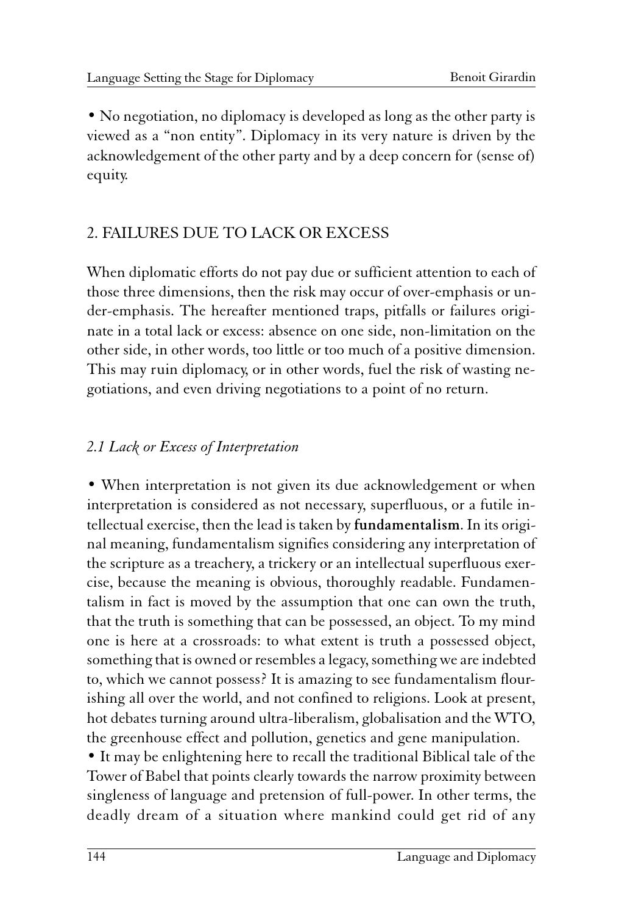• No negotiation, no diplomacy is developed as long as the other party is viewed as a "non entity". Diplomacy in its very nature is driven by the acknowledgement of the other party and by a deep concern for (sense of) equity.

## 2. FAILURES DUE TO LACK OR EXCESS

When diplomatic efforts do not pay due or sufficient attention to each of those three dimensions, then the risk may occur of over-emphasis or under-emphasis. The hereafter mentioned traps, pitfalls or failures originate in a total lack or excess: absence on one side, non-limitation on the other side, in other words, too little or too much of a positive dimension. This may ruin diplomacy, or in other words, fuel the risk of wasting negotiations, and even driving negotiations to a point of no return.

### *2.1 Lack or Excess of Interpretation*

• When interpretation is not given its due acknowledgement or when interpretation is considered as not necessary, superfluous, or a futile intellectual exercise, then the lead is taken by **fundamentalism**. In its original meaning, fundamentalism signifies considering any interpretation of the scripture as a treachery, a trickery or an intellectual superfluous exercise, because the meaning is obvious, thoroughly readable. Fundamentalism in fact is moved by the assumption that one can own the truth, that the truth is something that can be possessed, an object. To my mind one is here at a crossroads: to what extent is truth a possessed object, something that is owned or resembles a legacy, something we are indebted to, which we cannot possess? It is amazing to see fundamentalism flourishing all over the world, and not confined to religions. Look at present, hot debates turning around ultra-liberalism, globalisation and the WTO, the greenhouse effect and pollution, genetics and gene manipulation.

• It may be enlightening here to recall the traditional Biblical tale of the Tower of Babel that points clearly towards the narrow proximity between singleness of language and pretension of full-power. In other terms, the deadly dream of a situation where mankind could get rid of any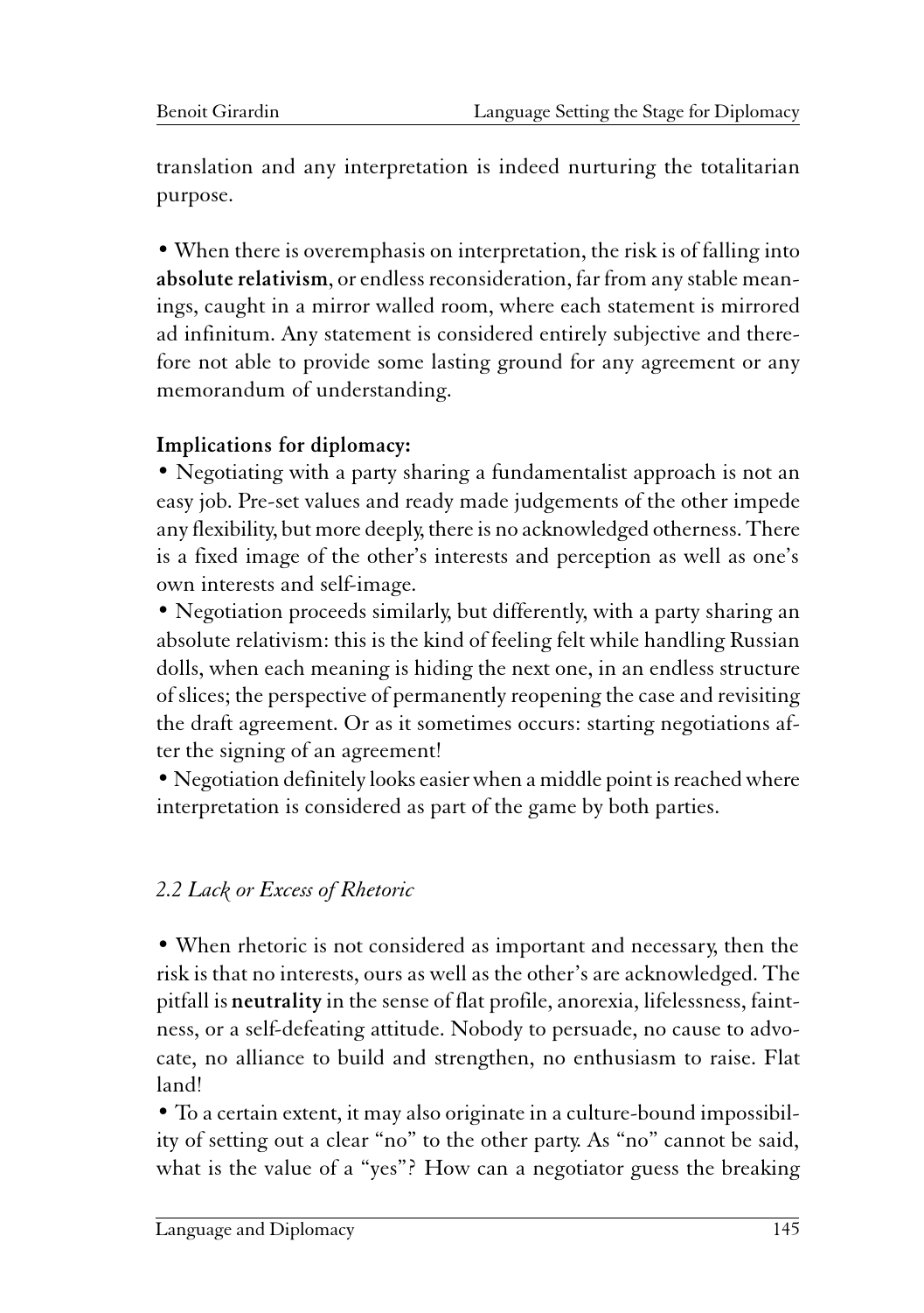translation and any interpretation is indeed nurturing the totalitarian purpose.

• When there is overemphasis on interpretation, the risk is of falling into **absolute relativism**, or endless reconsideration, far from any stable meanings, caught in a mirror walled room, where each statement is mirrored ad infinitum. Any statement is considered entirely subjective and therefore not able to provide some lasting ground for any agreement or any memorandum of understanding.

**Implications for diplomacy:**

• Negotiating with a party sharing a fundamentalist approach is not an easy job. Pre-set values and ready made judgements of the other impede any flexibility, but more deeply, there is no acknowledged otherness. There is a fixed image of the other's interests and perception as well as one's own interests and self-image.

• Negotiation proceeds similarly, but differently, with a party sharing an absolute relativism: this is the kind of feeling felt while handling Russian dolls, when each meaning is hiding the next one, in an endless structure of slices; the perspective of permanently reopening the case and revisiting the draft agreement. Or as it sometimes occurs: starting negotiations after the signing of an agreement!

• Negotiation definitely looks easier when a middle point is reached where interpretation is considered as part of the game by both parties.

### *2.2 Lack or Excess of Rhetoric*

• When rhetoric is not considered as important and necessary, then the risk is that no interests, ours as well as the other's are acknowledged. The pitfall is **neutrality** in the sense of flat profile, anorexia, lifelessness, faintness, or a self-defeating attitude. Nobody to persuade, no cause to advocate, no alliance to build and strengthen, no enthusiasm to raise. Flat land!

• To a certain extent, it may also originate in a culture-bound impossibility of setting out a clear "no" to the other party. As "no" cannot be said, what is the value of a "yes"? How can a negotiator guess the breaking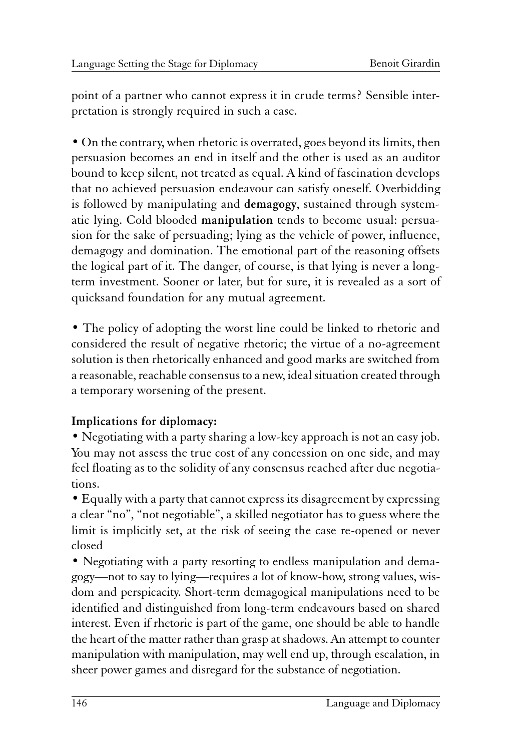point of a partner who cannot express it in crude terms? Sensible interpretation is strongly required in such a case.

• On the contrary, when rhetoric is overrated, goes beyond its limits, then persuasion becomes an end in itself and the other is used as an auditor bound to keep silent, not treated as equal. A kind of fascination develops that no achieved persuasion endeavour can satisfy oneself. Overbidding is followed by manipulating and **demagogy**, sustained through systematic lying. Cold blooded **manipulation** tends to become usual: persuasion for the sake of persuading; lying as the vehicle of power, influence, demagogy and domination. The emotional part of the reasoning offsets the logical part of it. The danger, of course, is that lying is never a long-term investment. Sooner or later, but for sure, it is revealed as a sort of quicksand foundation for any mutual agreement.

• The policy of adopting the worst line could be linked to rhetoric and considered the result of negative rhetoric; the virtue of a no-agreement solution is then rhetorically enhanced and good marks are switched from a reasonable, reachable consensus to a new, ideal situation created through a temporary worsening of the present.

**Implications for diplomacy:**

• Negotiating with a party sharing a low-key approach is not an easy job. You may not assess the true cost of any concession on one side, and may feel floating as to the solidity of any consensus reached after due negotiations.

• Equally with a party that cannot express its disagreement by expressing a clear "no", "not negotiable", a skilled negotiator has to guess where the limit is implicitly set, at the risk of seeing the case re-opened or never closed

• Negotiating with a party resorting to endless manipulation and demagogy—not to say to lying—requires a lot of know-how, strong values, wisdom and perspicacity. Short-term demagogical manipulations need to be identified and distinguished from long-term endeavours based on shared interest. Even if rhetoric is part of the game, one should be able to handle the heart of the matter rather than grasp at shadows. An attempt to counter manipulation with manipulation, may well end up, through escalation, in sheer power games and disregard for the substance of negotiation.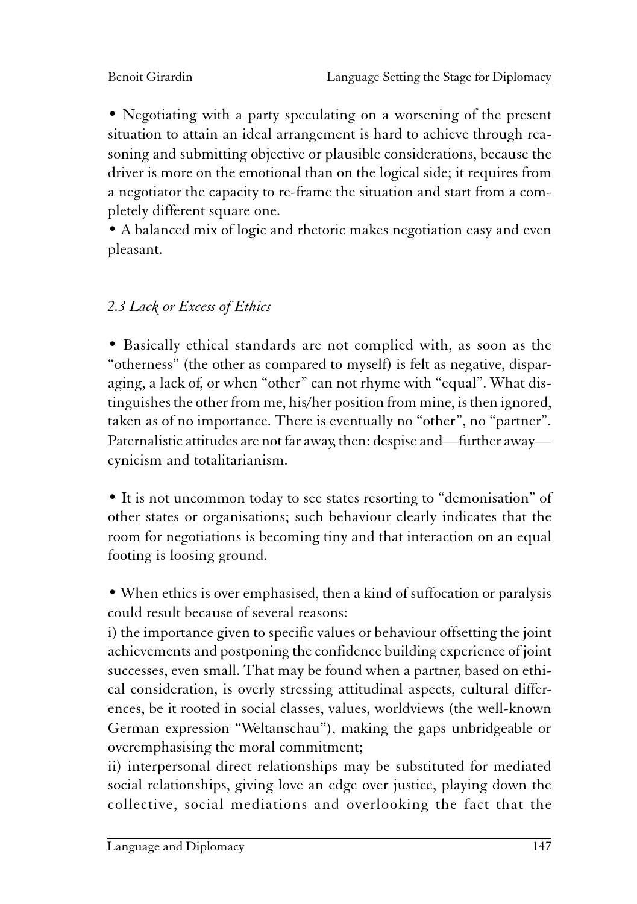• Negotiating with a party speculating on a worsening of the present situation to attain an ideal arrangement is hard to achieve through reasoning and submitting objective or plausible considerations, because the driver is more on the emotional than on the logical side; it requires from a negotiator the capacity to re-frame the situation and start from a completely different square one.

• A balanced mix of logic and rhetoric makes negotiation easy and even pleasant.

### *2.3 Lack or Excess of Ethics*

• Basically ethical standards are not complied with, as soon as the "otherness" (the other as compared to myself) is felt as negative, disparaging, a lack of, or when "other" can not rhyme with "equal". What distinguishes the other from me, his/her position from mine, is then ignored, taken as of no importance. There is eventually no "other", no "partner". Paternalistic attitudes are not far away, then: despise and—further away—cynicism and totalitarianism.

• It is not uncommon today to see states resorting to "demonisation" of other states or organisations; such behaviour clearly indicates that the room for negotiations is becoming tiny and that interaction on an equal footing is loosing ground.

• When ethics is over emphasised, then a kind of suffocation or paralysis could result because of several reasons:

i) the importance given to specific values or behaviour offsetting the joint achievements and postponing the confidence building experience of joint successes, even small. That may be found when a partner, based on ethical consideration, is overly stressing attitudinal aspects, cultural differences, be it rooted in social classes, values, worldviews (the well-known German expression "Weltanschau"), making the gaps unbridgeable or overemphasising the moral commitment;

ii) interpersonal direct relationships may be substituted for mediated social relationships, giving love an edge over justice, playing down the collective, social mediations and overlooking the fact that the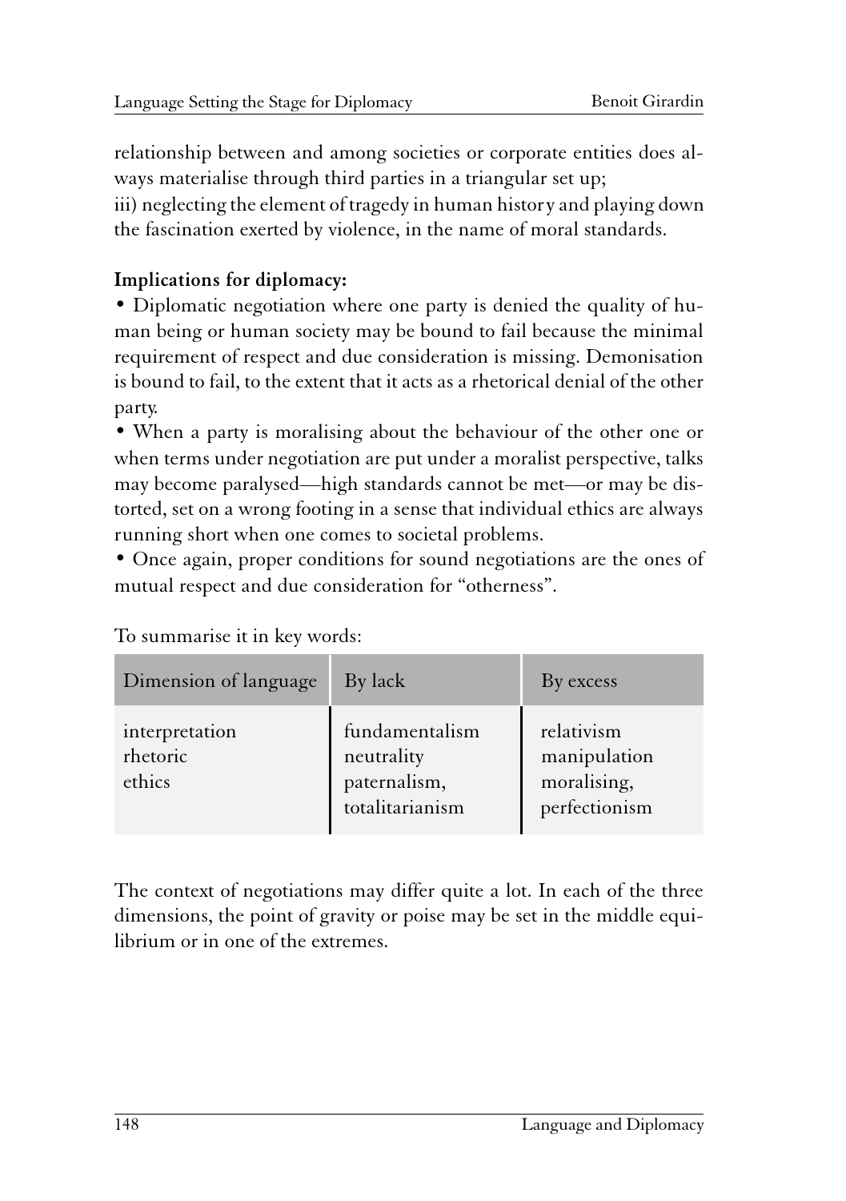relationship between and among societies or corporate entities does always materialise through third parties in a triangular set up;
iii) neglecting the element of tragedy in human history and playing down the fascination exerted by violence, in the name of moral standards.

**Implications for diplomacy:**

• Diplomatic negotiation where one party is denied the quality of human being or human society may be bound to fail because the minimal requirement of respect and due consideration is missing. Demonisation is bound to fail, to the extent that it acts as a rhetorical denial of the other party.
• When a party is moralising about the behaviour of the other one or when terms under negotiation are put under a moralist perspective, talks may become paralysed—high standards cannot be met—or may be distorted, set on a wrong footing in a sense that individual ethics are always running short when one comes to societal problems.
• Once again, proper conditions for sound negotiations are the ones of mutual respect and due consideration for "otherness".

To summarise it in key words:

| Dimension of language | By lack | By excess |
|---|---|---|
| interpretation | fundamentalism | relativism |
| rhetoric | neutrality | manipulation |
| ethics | paternalism, totalitarianism | moralising, perfectionism |

The context of negotiations may differ quite a lot. In each of the three dimensions, the point of gravity or poise may be set in the middle equilibrium or in one of the extremes.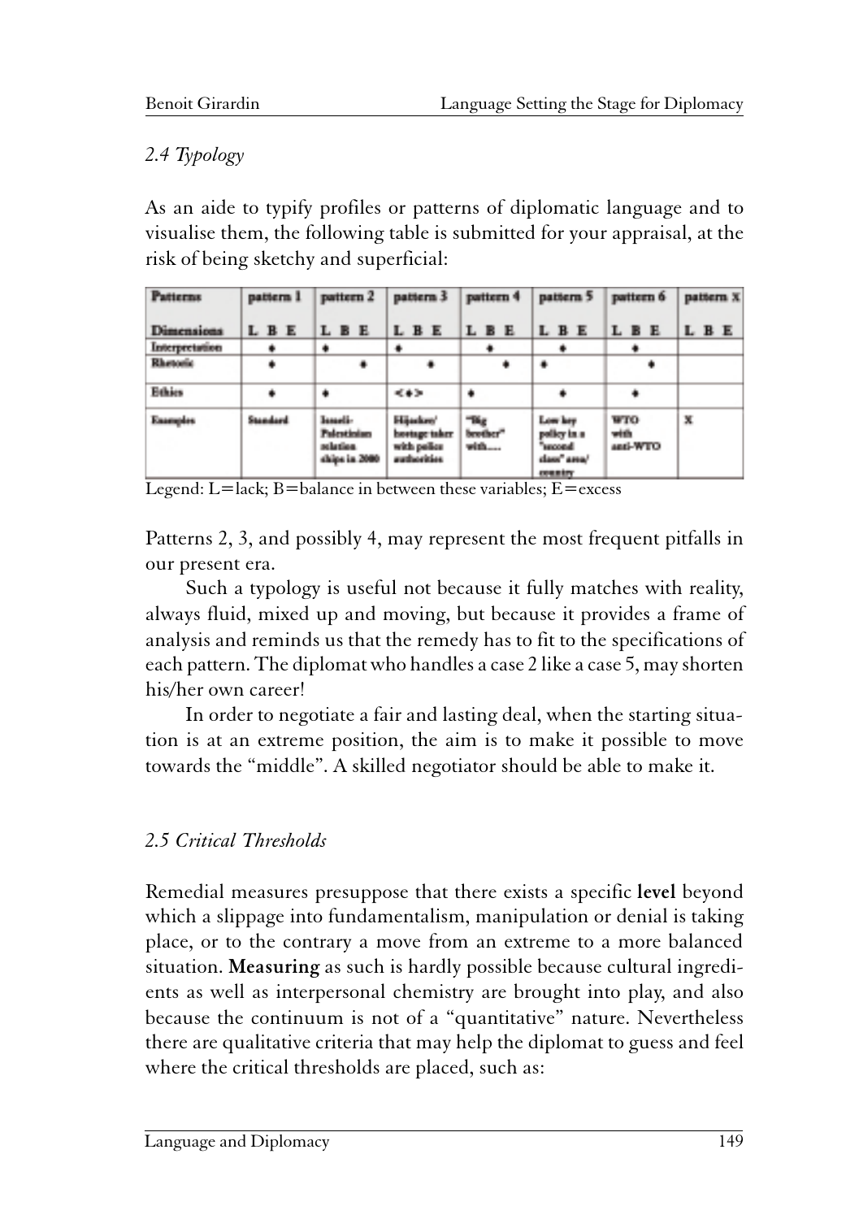*2.4 Typology*

As an aide to typify profiles or patterns of diplomatic language and to visualise them, the following table is submitted for your appraisal, at the risk of being sketchy and superficial:

| Patterns | pattern 1 | | | pattern 2 | | | pattern 3 | | | pattern 4 | | | pattern 5 | | | pattern 6 | | | pattern X | | |
|---|---|---|---|---|---|---|---|---|---|---|---|---|---|---|---|---|---|---|---|---|---|
| Dimensions | L | B | E | L | B | E | L | B | E | L | B | E | L | B | E | L | B | E | L | B | E |
| Interpretation | | ♦ | | ♦ | | | ♦ | | | | ♦ | | | ♦ | | | ♦ | | | | |
| Rhetoric | | ♦ | | | | ♦ | | | ♦ | | | ♦ | ♦ | | | | | ♦ | | | |
| Ethics | | ♦ | | ♦ | | | | <♦> | | ♦ | | | | ♦ | | | ♦ | | | | |
| Examples | Standard | | | Israeli-Palestinian relationships in 2000 | | | Hijacker/ hostage taker with police authorities | | | "Big brother" with.... | | | Low key policy in a "second class" area/ country | | | WTO with anti-WTO | | | X | | |

Legend: L=lack; B=balance in between these variables; E=excess

Patterns 2, 3, and possibly 4, may represent the most frequent pitfalls in our present era.

Such a typology is useful not because it fully matches with reality, always fluid, mixed up and moving, but because it provides a frame of analysis and reminds us that the remedy has to fit to the specifications of each pattern. The diplomat who handles a case 2 like a case 5, may shorten his/her own career!

In order to negotiate a fair and lasting deal, when the starting situation is at an extreme position, the aim is to make it possible to move towards the "middle". A skilled negotiator should be able to make it.

*2.5 Critical Thresholds*

Remedial measures presuppose that there exists a specific **level** beyond which a slippage into fundamentalism, manipulation or denial is taking place, or to the contrary a move from an extreme to a more balanced situation. **Measuring** as such is hardly possible because cultural ingredients as well as interpersonal chemistry are brought into play, and also because the continuum is not of a "quantitative" nature. Nevertheless there are qualitative criteria that may help the diplomat to guess and feel where the critical thresholds are placed, such as: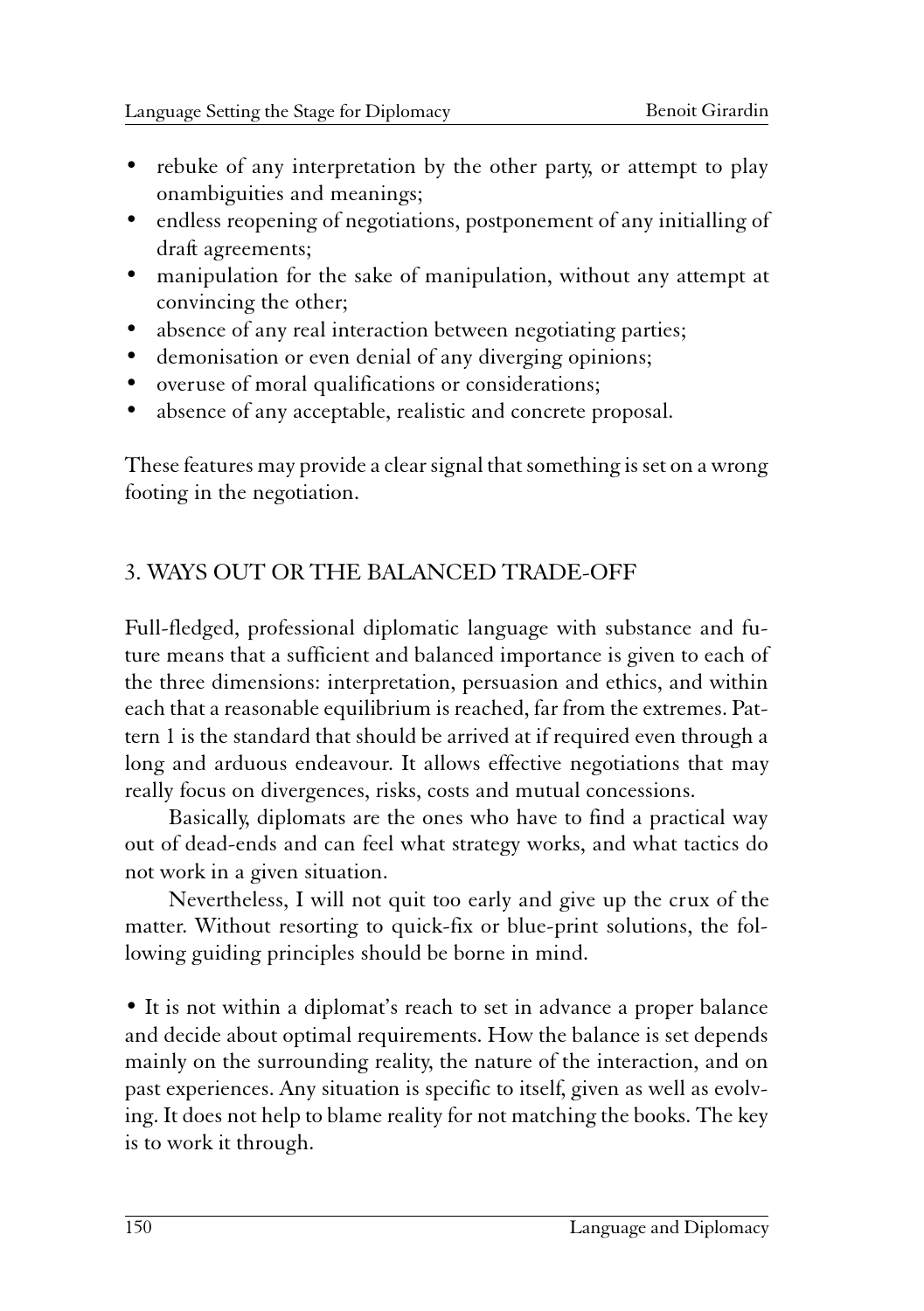- rebuke of any interpretation by the other party, or attempt to play onambiguities and meanings;
- endless reopening of negotiations, postponement of any initialling of draft agreements;
- manipulation for the sake of manipulation, without any attempt at convincing the other;
- absence of any real interaction between negotiating parties;
- demonisation or even denial of any diverging opinions;
- overuse of moral qualifications or considerations;
- absence of any acceptable, realistic and concrete proposal.

These features may provide a clear signal that something is set on a wrong footing in the negotiation.

## 3. WAYS OUT OR THE BALANCED TRADE-OFF

Full-fledged, professional diplomatic language with substance and future means that a sufficient and balanced importance is given to each of the three dimensions: interpretation, persuasion and ethics, and within each that a reasonable equilibrium is reached, far from the extremes. Pattern 1 is the standard that should be arrived at if required even through a long and arduous endeavour. It allows effective negotiations that may really focus on divergences, risks, costs and mutual concessions.

Basically, diplomats are the ones who have to find a practical way out of dead-ends and can feel what strategy works, and what tactics do not work in a given situation.

Nevertheless, I will not quit too early and give up the crux of the matter. Without resorting to quick-fix or blue-print solutions, the following guiding principles should be borne in mind.

- It is not within a diplomat's reach to set in advance a proper balance and decide about optimal requirements. How the balance is set depends mainly on the surrounding reality, the nature of the interaction, and on past experiences. Any situation is specific to itself, given as well as evolving. It does not help to blame reality for not matching the books. The key is to work it through.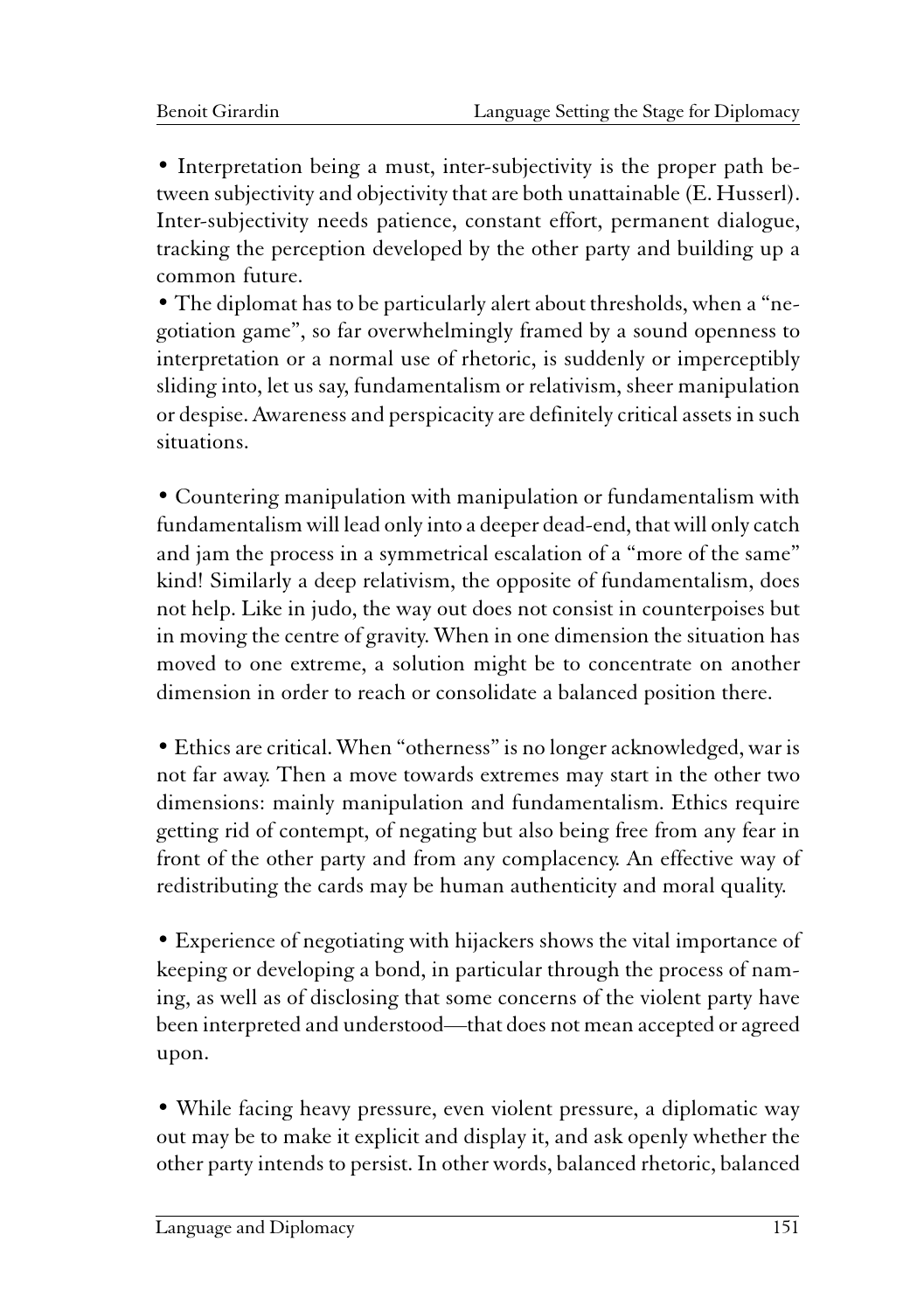- Interpretation being a must, inter-subjectivity is the proper path between subjectivity and objectivity that are both unattainable (E. Husserl). Inter-subjectivity needs patience, constant effort, permanent dialogue, tracking the perception developed by the other party and building up a common future.
- The diplomat has to be particularly alert about thresholds, when a "negotiation game", so far overwhelmingly framed by a sound openness to interpretation or a normal use of rhetoric, is suddenly or imperceptibly sliding into, let us say, fundamentalism or relativism, sheer manipulation or despise. Awareness and perspicacity are definitely critical assets in such situations.

- Countering manipulation with manipulation or fundamentalism with fundamentalism will lead only into a deeper dead-end, that will only catch and jam the process in a symmetrical escalation of a "more of the same" kind! Similarly a deep relativism, the opposite of fundamentalism, does not help. Like in judo, the way out does not consist in counterpoises but in moving the centre of gravity. When in one dimension the situation has moved to one extreme, a solution might be to concentrate on another dimension in order to reach or consolidate a balanced position there.

- Ethics are critical. When "otherness" is no longer acknowledged, war is not far away. Then a move towards extremes may start in the other two dimensions: mainly manipulation and fundamentalism. Ethics require getting rid of contempt, of negating but also being free from any fear in front of the other party and from any complacency. An effective way of redistributing the cards may be human authenticity and moral quality.

- Experience of negotiating with hijackers shows the vital importance of keeping or developing a bond, in particular through the process of naming, as well as of disclosing that some concerns of the violent party have been interpreted and understood—that does not mean accepted or agreed upon.

- While facing heavy pressure, even violent pressure, a diplomatic way out may be to make it explicit and display it, and ask openly whether the other party intends to persist. In other words, balanced rhetoric, balanced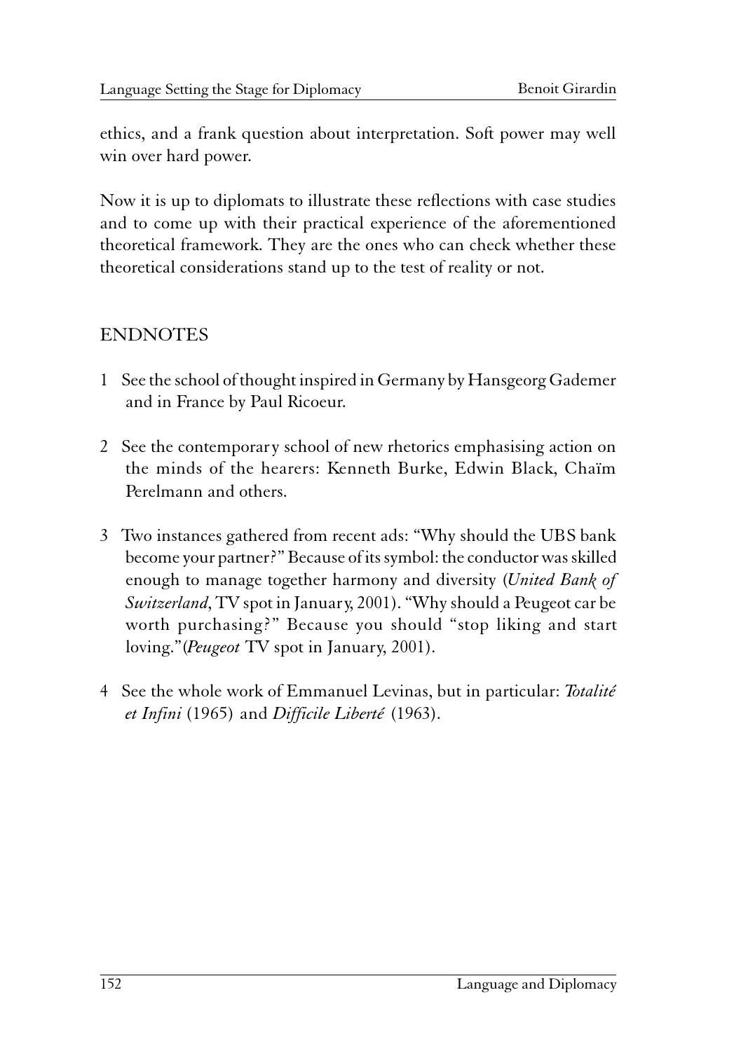ethics, and a frank question about interpretation. Soft power may well win over hard power.

Now it is up to diplomats to illustrate these reflections with case studies and to come up with their practical experience of the aforementioned theoretical framework. They are the ones who can check whether these theoretical considerations stand up to the test of reality or not.

## ENDNOTES

1 See the school of thought inspired in Germany by Hansgeorg Gademer and in France by Paul Ricoeur.

2 See the contemporary school of new rhetorics emphasising action on the minds of the hearers: Kenneth Burke, Edwin Black, Chaïm Perelmann and others.

3 Two instances gathered from recent ads: "Why should the UBS bank become your partner?" Because of its symbol: the conductor was skilled enough to manage together harmony and diversity (*United Bank of Switzerland*, TV spot in January, 2001). "Why should a Peugeot car be worth purchasing?" Because you should "stop liking and start loving."(*Peugeot* TV spot in January, 2001).

4 See the whole work of Emmanuel Levinas, but in particular: *Totalité et Infini* (1965) and *Difficile Liberté* (1963).